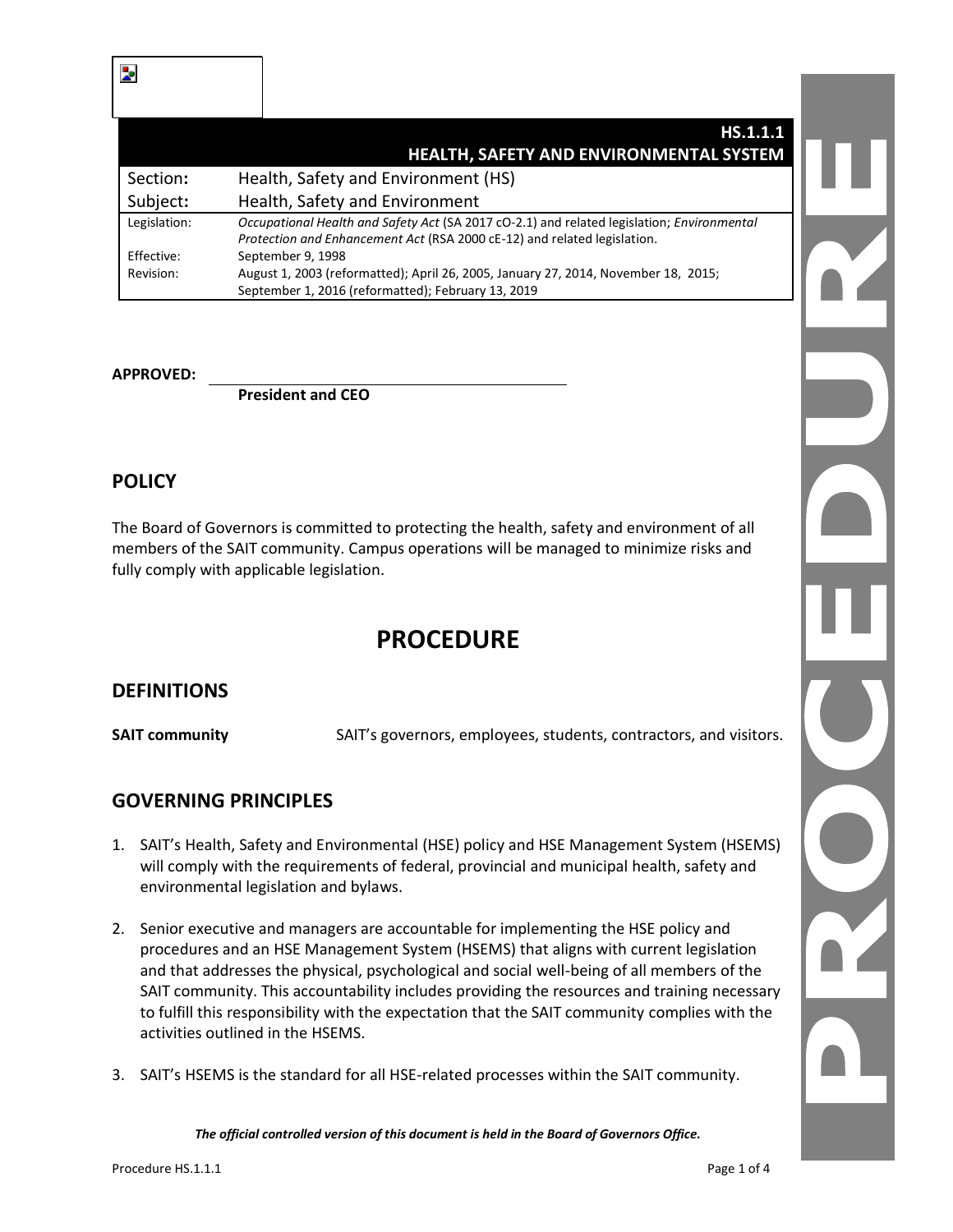# HS.1.1.1
# HEALTH, SAFETY AND ENVIRONMENTAL SYSTEM

| | |
|---|---|
| Section: | Health, Safety and Environment (HS) |
| Subject: | Health, Safety and Environment |
| Legislation: | *Occupational Health and Safety Act* (SA 2017 cO-2.1) and related legislation; *Environmental Protection and Enhancement Act* (RSA 2000 cE-12) and related legislation. |
| Effective: | September 9, 1998 |
| Revision: | August 1, 2003 (reformatted); April 26, 2005, January 27, 2014, November 18, 2015; September 1, 2016 (reformatted); February 13, 2019 |

**APPROVED:** ______________________________

**President and CEO**

## POLICY

The Board of Governors is committed to protecting the health, safety and environment of all members of the SAIT community. Campus operations will be managed to minimize risks and fully comply with applicable legislation.

# PROCEDURE

## DEFINITIONS

**SAIT community** SAIT's governors, employees, students, contractors, and visitors.

## GOVERNING PRINCIPLES

1. SAIT's Health, Safety and Environmental (HSE) policy and HSE Management System (HSEMS) will comply with the requirements of federal, provincial and municipal health, safety and environmental legislation and bylaws.

2. Senior executive and managers are accountable for implementing the HSE policy and procedures and an HSE Management System (HSEMS) that aligns with current legislation and that addresses the physical, psychological and social well-being of all members of the SAIT community. This accountability includes providing the resources and training necessary to fulfill this responsibility with the expectation that the SAIT community complies with the activities outlined in the HSEMS.

3. SAIT's HSEMS is the standard for all HSE-related processes within the SAIT community.

*The official controlled version of this document is held in the Board of Governors Office.*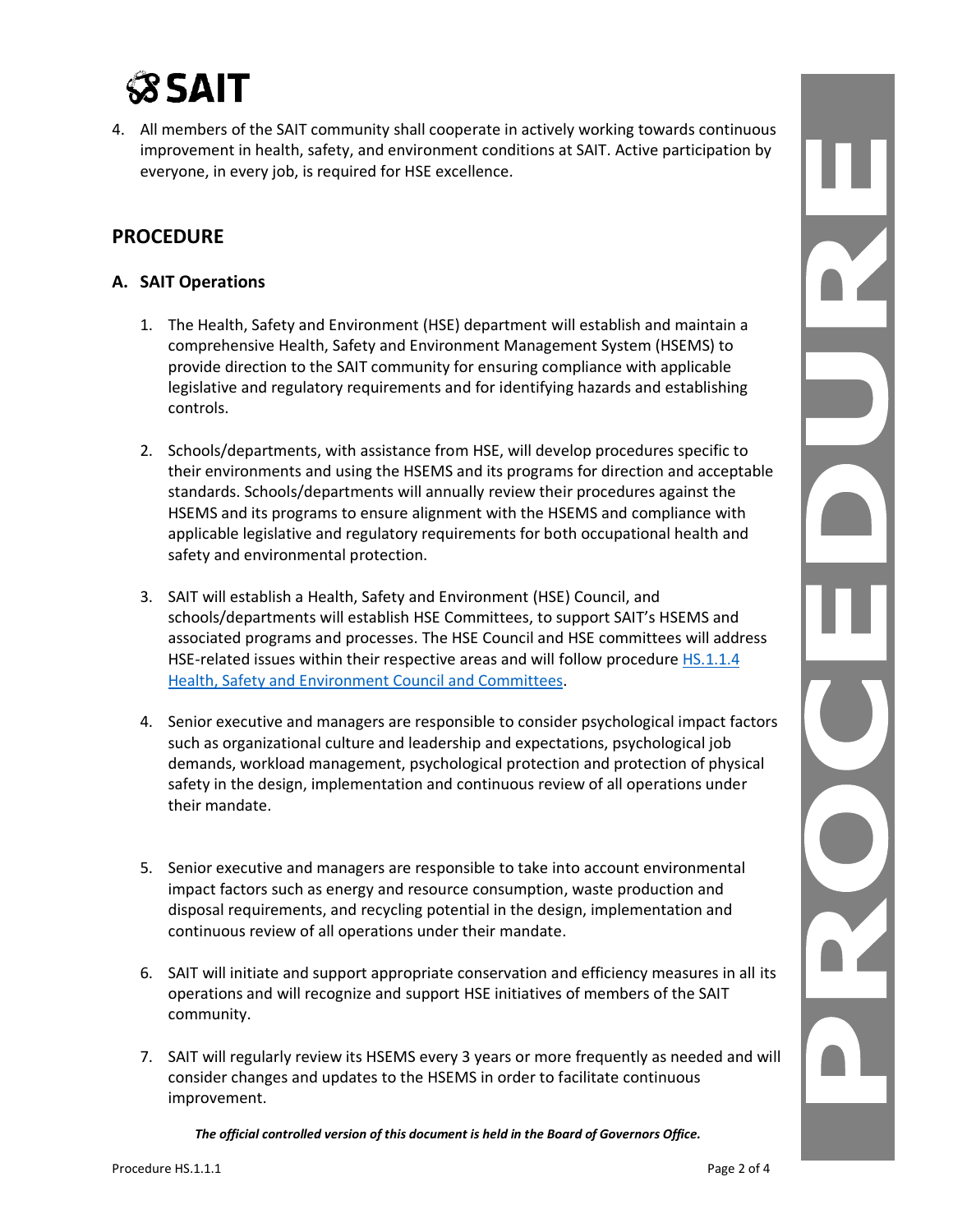4. All members of the SAIT community shall cooperate in actively working towards continuous improvement in health, safety, and environment conditions at SAIT. Active participation by everyone, in every job, is required for HSE excellence.

## PROCEDURE

### A. SAIT Operations

1. The Health, Safety and Environment (HSE) department will establish and maintain a comprehensive Health, Safety and Environment Management System (HSEMS) to provide direction to the SAIT community for ensuring compliance with applicable legislative and regulatory requirements and for identifying hazards and establishing controls.

2. Schools/departments, with assistance from HSE, will develop procedures specific to their environments and using the HSEMS and its programs for direction and acceptable standards. Schools/departments will annually review their procedures against the HSEMS and its programs to ensure alignment with the HSEMS and compliance with applicable legislative and regulatory requirements for both occupational health and safety and environmental protection.

3. SAIT will establish a Health, Safety and Environment (HSE) Council, and schools/departments will establish HSE Committees, to support SAIT's HSEMS and associated programs and processes. The HSE Council and HSE committees will address HSE-related issues within their respective areas and will follow procedure HS.1.1.4 Health, Safety and Environment Council and Committees.

4. Senior executive and managers are responsible to consider psychological impact factors such as organizational culture and leadership and expectations, psychological job demands, workload management, psychological protection and protection of physical safety in the design, implementation and continuous review of all operations under their mandate.

5. Senior executive and managers are responsible to take into account environmental impact factors such as energy and resource consumption, waste production and disposal requirements, and recycling potential in the design, implementation and continuous review of all operations under their mandate.

6. SAIT will initiate and support appropriate conservation and efficiency measures in all its operations and will recognize and support HSE initiatives of members of the SAIT community.

7. SAIT will regularly review its HSEMS every 3 years or more frequently as needed and will consider changes and updates to the HSEMS in order to facilitate continuous improvement.

***The official controlled version of this document is held in the Board of Governors Office.***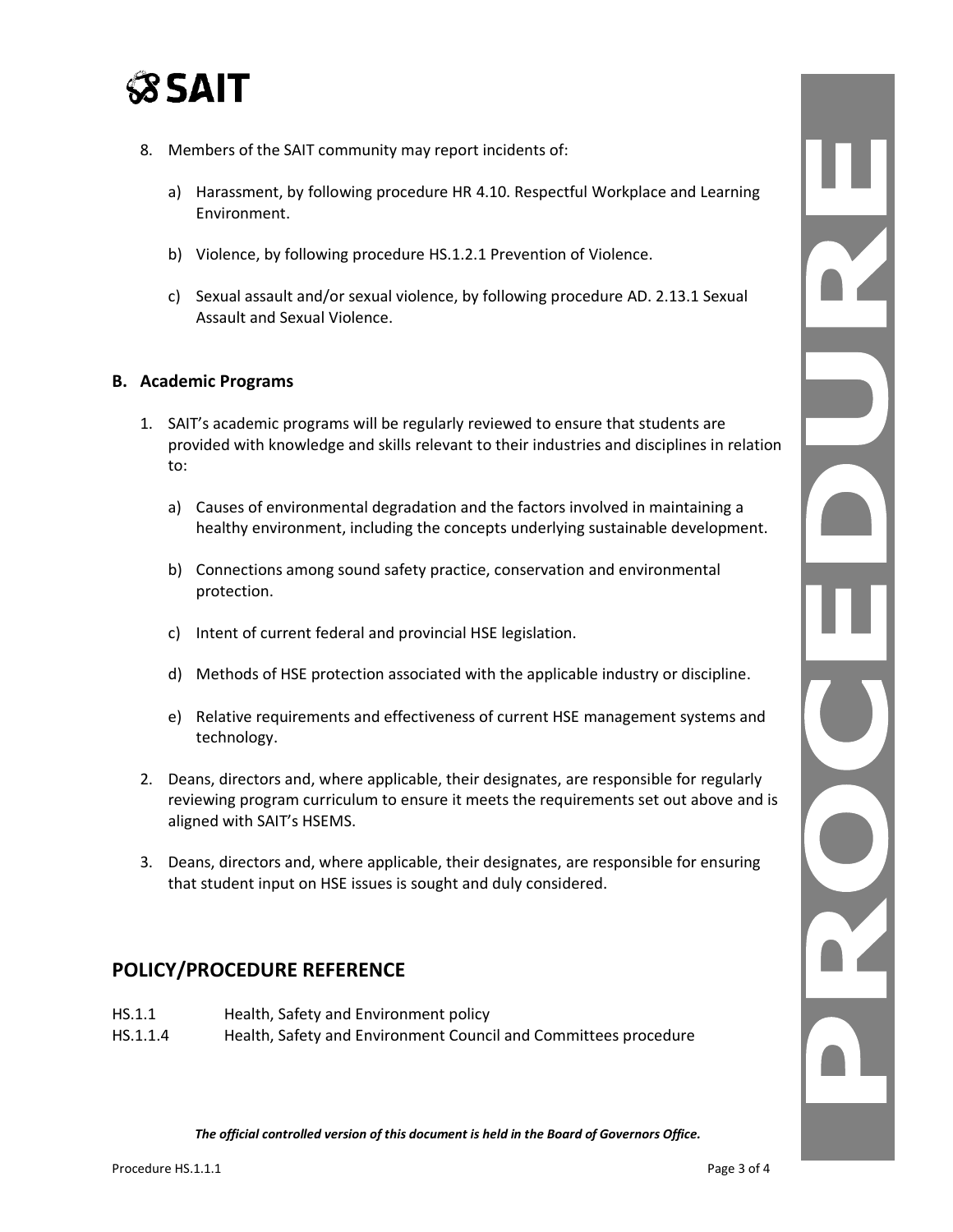8. Members of the SAIT community may report incidents of:

   a) Harassment, by following procedure HR 4.10. Respectful Workplace and Learning Environment.

   b) Violence, by following procedure HS.1.2.1 Prevention of Violence.

   c) Sexual assault and/or sexual violence, by following procedure AD. 2.13.1 Sexual Assault and Sexual Violence.

**B. Academic Programs**

1. SAIT's academic programs will be regularly reviewed to ensure that students are provided with knowledge and skills relevant to their industries and disciplines in relation to:

   a) Causes of environmental degradation and the factors involved in maintaining a healthy environment, including the concepts underlying sustainable development.

   b) Connections among sound safety practice, conservation and environmental protection.

   c) Intent of current federal and provincial HSE legislation.

   d) Methods of HSE protection associated with the applicable industry or discipline.

   e) Relative requirements and effectiveness of current HSE management systems and technology.

2. Deans, directors and, where applicable, their designates, are responsible for regularly reviewing program curriculum to ensure it meets the requirements set out above and is aligned with SAIT's HSEMS.

3. Deans, directors and, where applicable, their designates, are responsible for ensuring that student input on HSE issues is sought and duly considered.

## POLICY/PROCEDURE REFERENCE

| | |
|---|---|
| HS.1.1 | Health, Safety and Environment policy |
| HS.1.1.4 | Health, Safety and Environment Council and Committees procedure |

***The official controlled version of this document is held in the Board of Governors Office.***